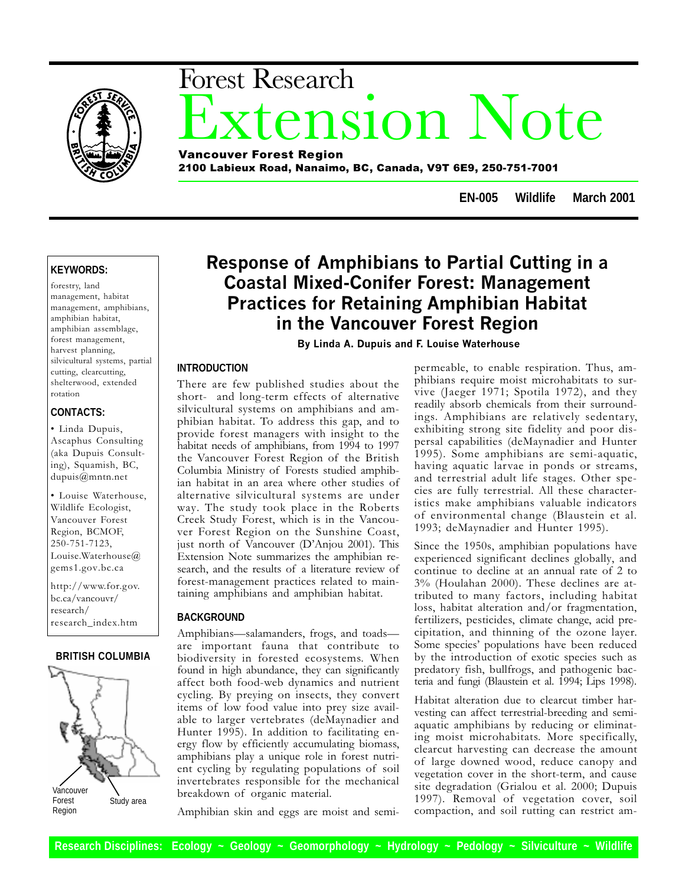# Forest Research Extension Note

**Vancouver Forest Region**
**2100 Labieux Road, Nanaimo, BC, Canada, V9T 6E9, 250-751-7001**

**EN-005 Wildlife March 2001**

**KEYWORDS:**

forestry, land management, habitat management, amphibians, amphibian habitat, amphibian assemblage, forest management, harvest planning, silvicultural systems, partial cutting, clearcutting, shelterwood, extended rotation

**CONTACTS:**

- Linda Dupuis, Ascaphus Consulting (aka Dupuis Consulting), Squamish, BC, dupuis@mntn.net
- Louise Waterhouse, Wildlife Ecologist, Vancouver Forest Region, BCMOF, 250-751-7123, Louise.Waterhouse@gems1.gov.bc.ca

http://www.for.gov.bc.ca/vancouvr/research/research_index.htm

**BRITISH COLUMBIA**

Vancouver Forest Region

Study area

# Response of Amphibians to Partial Cutting in a Coastal Mixed-Conifer Forest: Management Practices for Retaining Amphibian Habitat in the Vancouver Forest Region

**By Linda A. Dupuis and F. Louise Waterhouse**

## INTRODUCTION

There are few published studies about the short- and long-term effects of alternative silvicultural systems on amphibians and amphibian habitat. To address this gap, and to provide forest managers with insight to the habitat needs of amphibians, from 1994 to 1997 the Vancouver Forest Region of the British Columbia Ministry of Forests studied amphibian habitat in an area where other studies of alternative silvicultural systems are under way. The study took place in the Roberts Creek Study Forest, which is in the Vancouver Forest Region on the Sunshine Coast, just north of Vancouver (D'Anjou 2001). This Extension Note summarizes the amphibian research, and the results of a literature review of forest-management practices related to maintaining amphibians and amphibian habitat.

## BACKGROUND

Amphibians—salamanders, frogs, and toads—are important fauna that contribute to biodiversity in forested ecosystems. When found in high abundance, they can significantly affect both food-web dynamics and nutrient cycling. By preying on insects, they convert items of low food value into prey size available to larger vertebrates (deMaynadier and Hunter 1995). In addition to facilitating energy flow by efficiently accumulating biomass, amphibians play a unique role in forest nutrient cycling by regulating populations of soil invertebrates responsible for the mechanical breakdown of organic material.

Amphibian skin and eggs are moist and semi-permeable, to enable respiration. Thus, amphibians require moist microhabitats to survive (Jaeger 1971; Spotila 1972), and they readily absorb chemicals from their surroundings. Amphibians are relatively sedentary, exhibiting strong site fidelity and poor dispersal capabilities (deMaynadier and Hunter 1995). Some amphibians are semi-aquatic, having aquatic larvae in ponds or streams, and terrestrial adult life stages. Other species are fully terrestrial. All these characteristics make amphibians valuable indicators of environmental change (Blaustein et al. 1993; deMaynadier and Hunter 1995).

Since the 1950s, amphibian populations have experienced significant declines globally, and continue to decline at an annual rate of 2 to 3% (Houlahan 2000). These declines are attributed to many factors, including habitat loss, habitat alteration and/or fragmentation, fertilizers, pesticides, climate change, acid precipitation, and thinning of the ozone layer. Some species' populations have been reduced by the introduction of exotic species such as predatory fish, bullfrogs, and pathogenic bacteria and fungi (Blaustein et al. 1994; Lips 1998).

Habitat alteration due to clearcut timber harvesting can affect terrestrial-breeding and semi-aquatic amphibians by reducing or eliminating moist microhabitats. More specifically, clearcut harvesting can decrease the amount of large downed wood, reduce canopy and vegetation cover in the short-term, and cause site degradation (Grialou et al. 2000; Dupuis 1997). Removal of vegetation cover, soil compaction, and soil rutting can restrict am-

Research Disciplines: Ecology ~ Geology ~ Geomorphology ~ Hydrology ~ Pedology ~ Silviculture ~ Wildlife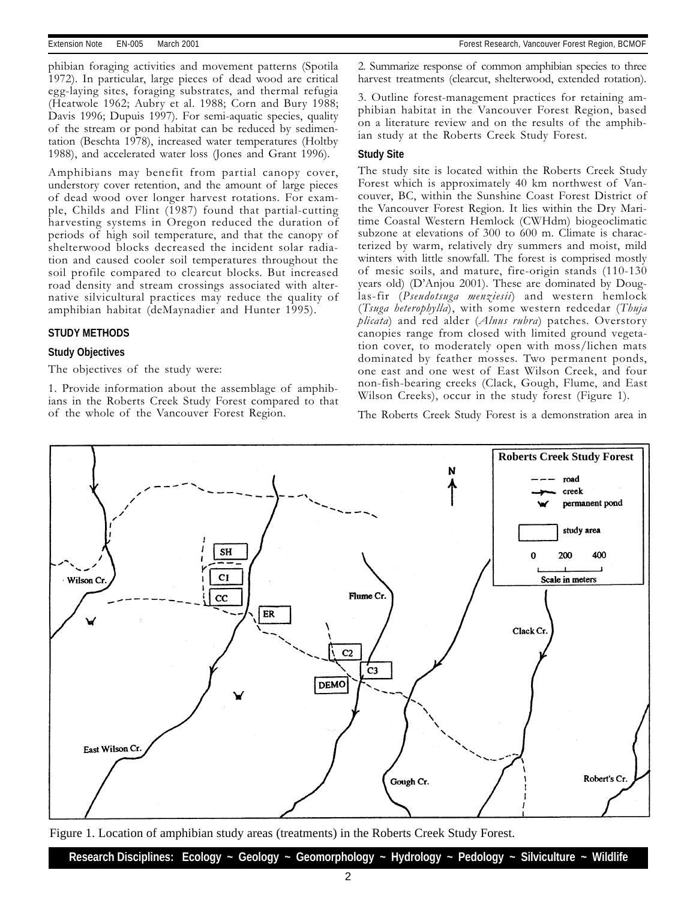phibian foraging activities and movement patterns (Spotila 1972). In particular, large pieces of dead wood are critical egg-laying sites, foraging substrates, and thermal refugia (Heatwole 1962; Aubry et al. 1988; Corn and Bury 1988; Davis 1996; Dupuis 1997). For semi-aquatic species, quality of the stream or pond habitat can be reduced by sedimentation (Beschta 1978), increased water temperatures (Holtby 1988), and accelerated water loss (Jones and Grant 1996).

Amphibians may benefit from partial canopy cover, understory cover retention, and the amount of large pieces of dead wood over longer harvest rotations. For example, Childs and Flint (1987) found that partial-cutting harvesting systems in Oregon reduced the duration of periods of high soil temperature, and that the canopy of shelterwood blocks decreased the incident solar radiation and caused cooler soil temperatures throughout the soil profile compared to clearcut blocks. But increased road density and stream crossings associated with alternative silvicultural practices may reduce the quality of amphibian habitat (deMaynadier and Hunter 1995).

## STUDY METHODS

### Study Objectives

The objectives of the study were:

1. Provide information about the assemblage of amphibians in the Roberts Creek Study Forest compared to that of the whole of the Vancouver Forest Region.

2. Summarize response of common amphibian species to three harvest treatments (clearcut, shelterwood, extended rotation).

3. Outline forest-management practices for retaining amphibian habitat in the Vancouver Forest Region, based on a literature review and on the results of the amphibian study at the Roberts Creek Study Forest.

### Study Site

The study site is located within the Roberts Creek Study Forest which is approximately 40 km northwest of Vancouver, BC, within the Sunshine Coast Forest District of the Vancouver Forest Region. It lies within the Dry Maritime Coastal Western Hemlock (CWHdm) biogeoclimatic subzone at elevations of 300 to 600 m. Climate is characterized by warm, relatively dry summers and moist, mild winters with little snowfall. The forest is comprised mostly of mesic soils, and mature, fire-origin stands (110-130 years old) (D'Anjou 2001). These are dominated by Douglas-fir (*Pseudotsuga menziesii*) and western hemlock (*Tsuga heterophylla*), with some western redcedar (*Thuja plicata*) and red alder (*Alnus rubra*) patches. Overstory canopies range from closed with limited ground vegetation cover, to moderately open with moss/lichen mats dominated by feather mosses. Two permanent ponds, one east and one west of East Wilson Creek, and four non-fish-bearing creeks (Clack, Gough, Flume, and East Wilson Creeks), occur in the study forest (Figure 1).

The Roberts Creek Study Forest is a demonstration area in

Figure 1. Location of amphibian study areas (treatments) in the Roberts Creek Study Forest.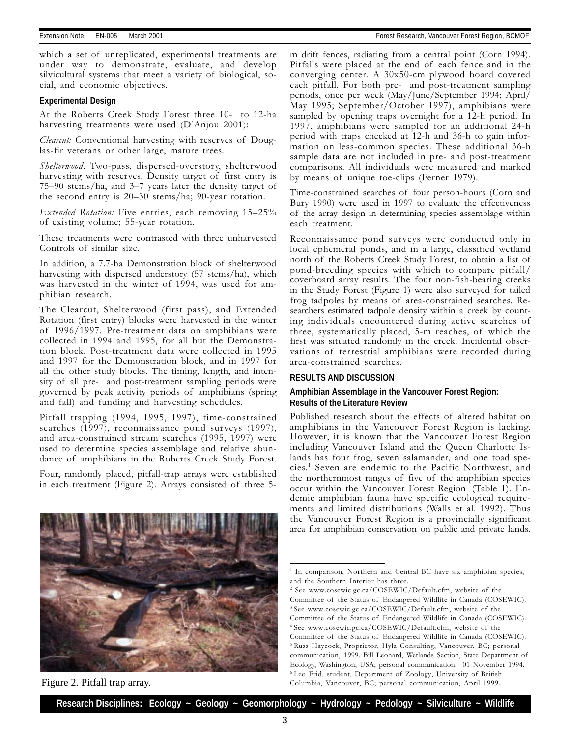which a set of unreplicated, experimental treatments are under way to demonstrate, evaluate, and develop silvicultural systems that meet a variety of biological, social, and economic objectives.

### Experimental Design

At the Roberts Creek Study Forest three 10- to 12-ha harvesting treatments were used (D'Anjou 2001):

*Clearcut:* Conventional harvesting with reserves of Douglas-fir veterans or other large, mature trees.

*Shelterwood:* Two-pass, dispersed-overstory, shelterwood harvesting with reserves. Density target of first entry is 75–90 stems/ha, and 3–7 years later the density target of the second entry is 20–30 stems/ha; 90-year rotation.

*Extended Rotation:* Five entries, each removing 15–25% of existing volume; 55-year rotation.

These treatments were contrasted with three unharvested Controls of similar size.

In addition, a 7.7-ha Demonstration block of shelterwood harvesting with dispersed understory (57 stems/ha), which was harvested in the winter of 1994, was used for amphibian research.

The Clearcut, Shelterwood (first pass), and Extended Rotation (first entry) blocks were harvested in the winter of 1996/1997. Pre-treatment data on amphibians were collected in 1994 and 1995, for all but the Demonstration block. Post-treatment data were collected in 1995 and 1997 for the Demonstration block, and in 1997 for all the other study blocks. The timing, length, and intensity of all pre- and post-treatment sampling periods were governed by peak activity periods of amphibians (spring and fall) and funding and harvesting schedules.

Pitfall trapping (1994, 1995, 1997), time-constrained searches (1997), reconnaissance pond surveys (1997), and area-constrained stream searches (1995, 1997) were used to determine species assemblage and relative abundance of amphibians in the Roberts Creek Study Forest.

Four, randomly placed, pitfall-trap arrays were established in each treatment (Figure 2). Arrays consisted of three 5-m drift fences, radiating from a central point (Corn 1994). Pitfalls were placed at the end of each fence and in the converging center. A 30x50-cm plywood board covered each pitfall. For both pre- and post-treatment sampling periods, once per week (May/June/September 1994; April/May 1995; September/October 1997), amphibians were sampled by opening traps overnight for a 12-h period. In 1997, amphibians were sampled for an additional 24-h period with traps checked at 12-h and 36-h to gain information on less-common species. These additional 36-h sample data are not included in pre- and post-treatment comparisons. All individuals were measured and marked by means of unique toe-clips (Ferner 1979).

Figure 2. Pitfall trap array.

Time-constrained searches of four person-hours (Corn and Bury 1990) were used in 1997 to evaluate the effectiveness of the array design in determining species assemblage within each treatment.

Reconnaissance pond surveys were conducted only in local ephemeral ponds, and in a large, classified wetland north of the Roberts Creek Study Forest, to obtain a list of pond-breeding species with which to compare pitfall/coverboard array results. The four non-fish-bearing creeks in the Study Forest (Figure 1) were also surveyed for tailed frog tadpoles by means of area-constrained searches. Researchers estimated tadpole density within a creek by counting individuals encountered during active searches of three, systematically placed, 5-m reaches, of which the first was situated randomly in the creek. Incidental observations of terrestrial amphibians were recorded during area-constrained searches.

## RESULTS AND DISCUSSION

### Amphibian Assemblage in the Vancouver Forest Region: Results of the Literature Review

Published research about the effects of altered habitat on amphibians in the Vancouver Forest Region is lacking. However, it is known that the Vancouver Forest Region including Vancouver Island and the Queen Charlotte Islands has four frog, seven salamander, and one toad species.[1] Seven are endemic to the Pacific Northwest, and the northernmost ranges of five of the amphibian species occur within the Vancouver Forest Region (Table 1). Endemic amphibian fauna have specific ecological requirements and limited distributions (Walls et al. 1992). Thus the Vancouver Forest Region is a provincially significant area for amphibian conservation on public and private lands.

---

[1] In comparison, Northern and Central BC have six amphibian species, and the Southern Interior has three.

[2] See www.cosewic.gc.ca/COSEWIC/Default.cfm, website of the Committee of the Status of Endangered Wildlife in Canada (COSEWIC).

[3] See www.cosewic.gc.ca/COSEWIC/Default.cfm, website of the Committee of the Status of Endangered Wildlife in Canada (COSEWIC).

[4] See www.cosewic.gc.ca/COSEWIC/Default.cfm, website of the Committee of the Status of Endangered Wildlife in Canada (COSEWIC).

[5] Russ Haycock, Proprietor, Hyla Consulting, Vancouver, BC; personal communication, 1999. Bill Leonard, Wetlands Section, State Department of Ecology, Washington, USA; personal communication, 01 November 1994.

[6] Leo Frid, student, Department of Zoology, University of British Columbia, Vancouver, BC; personal communication, April 1999.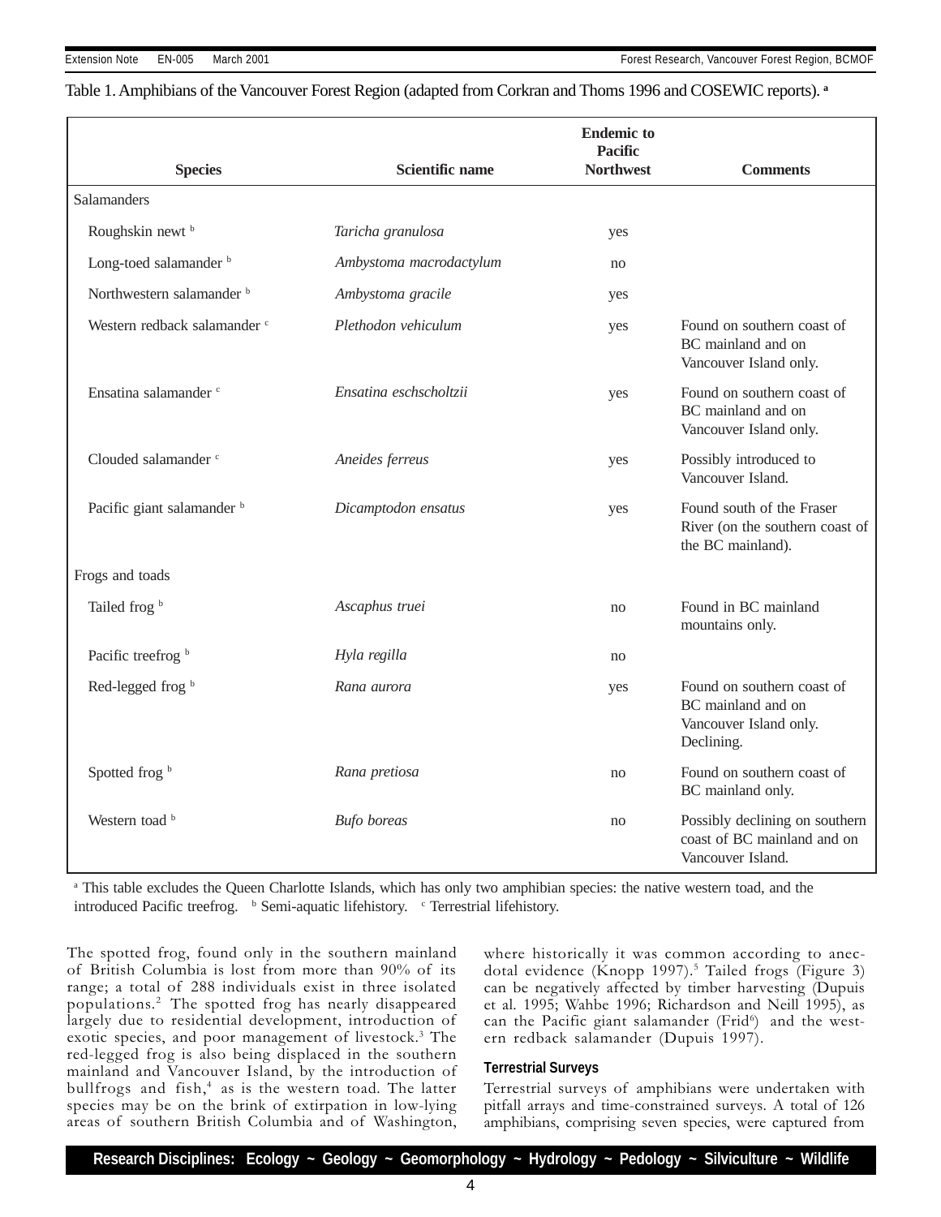Table 1. Amphibians of the Vancouver Forest Region (adapted from Corkran and Thoms 1996 and COSEWIC reports). [a]

| Species | Scientific name | Endemic to Pacific Northwest | Comments |
|---|---|---|---|
| Salamanders | | | |
| Roughskin newt [b] | *Taricha granulosa* | yes | |
| Long-toed salamander [b] | *Ambystoma macrodactylum* | no | |
| Northwestern salamander [b] | *Ambystoma gracile* | yes | |
| Western redback salamander [c] | *Plethodon vehiculum* | yes | Found on southern coast of BC mainland and on Vancouver Island only. |
| Ensatina salamander [c] | *Ensatina eschscholtzii* | yes | Found on southern coast of BC mainland and on Vancouver Island only. |
| Clouded salamander [c] | *Aneides ferreus* | yes | Possibly introduced to Vancouver Island. |
| Pacific giant salamander [b] | *Dicamptodon ensatus* | yes | Found south of the Fraser River (on the southern coast of the BC mainland). |
| Frogs and toads | | | |
| Tailed frog [b] | *Ascaphus truei* | no | Found in BC mainland mountains only. |
| Pacific treefrog [b] | *Hyla regilla* | no | |
| Red-legged frog [b] | *Rana aurora* | yes | Found on southern coast of BC mainland and on Vancouver Island only. Declining. |
| Spotted frog [b] | *Rana pretiosa* | no | Found on southern coast of BC mainland only. |
| Western toad [b] | *Bufo boreas* | no | Possibly declining on southern coast of BC mainland and on Vancouver Island. |

[a] This table excludes the Queen Charlotte Islands, which has only two amphibian species: the native western toad, and the introduced Pacific treefrog. [b] Semi-aquatic lifehistory. [c] Terrestrial lifehistory.

The spotted frog, found only in the southern mainland of British Columbia is lost from more than 90% of its range; a total of 288 individuals exist in three isolated populations.[2] The spotted frog has nearly disappeared largely due to residential development, introduction of exotic species, and poor management of livestock.[3] The red-legged frog is also being displaced in the southern mainland and Vancouver Island, by the introduction of bullfrogs and fish,[4] as is the western toad. The latter species may be on the brink of extirpation in low-lying areas of southern British Columbia and of Washington, where historically it was common according to anecdotal evidence (Knopp 1997).[5] Tailed frogs (Figure 3) can be negatively affected by timber harvesting (Dupuis et al. 1995; Wahbe 1996; Richardson and Neill 1995), as can the Pacific giant salamander (Frid[6]) and the western redback salamander (Dupuis 1997).

### Terrestrial Surveys

Terrestrial surveys of amphibians were undertaken with pitfall arrays and time-constrained surveys. A total of 126 amphibians, comprising seven species, were captured from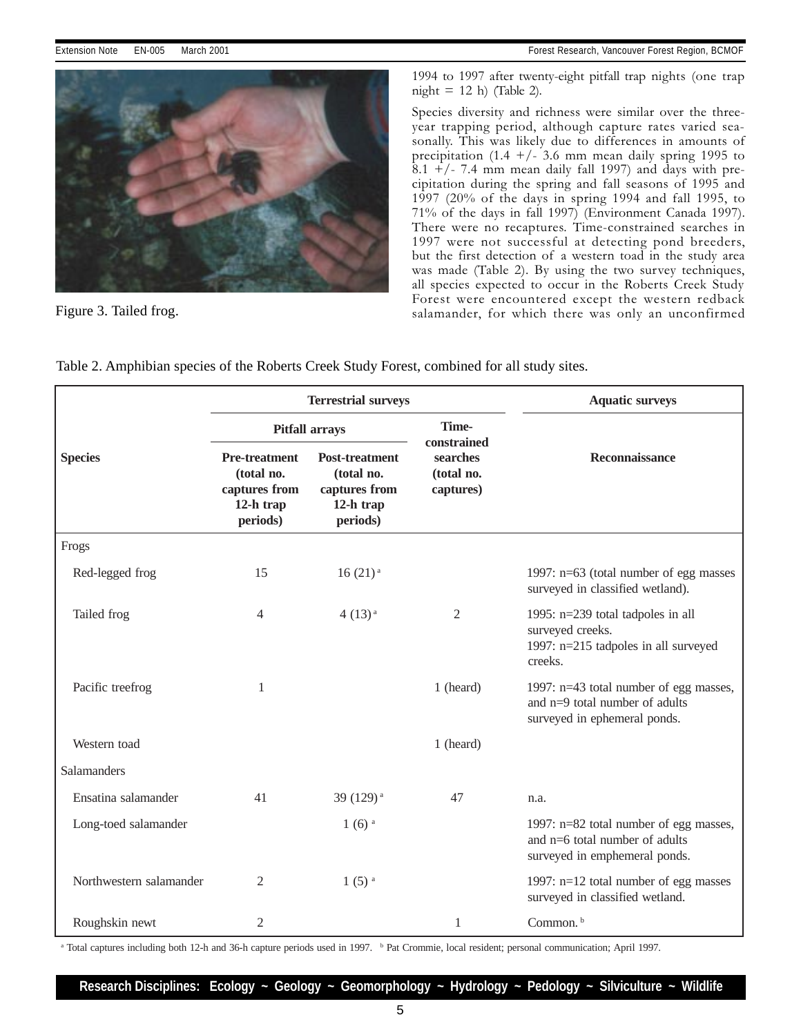Figure 3. Tailed frog.

1994 to 1997 after twenty-eight pitfall trap nights (one trap night = 12 h) (Table 2).

Species diversity and richness were similar over the three-year trapping period, although capture rates varied seasonally. This was likely due to differences in amounts of precipitation (1.4 +/- 3.6 mm mean daily spring 1995 to 8.1 +/- 7.4 mm mean daily fall 1997) and days with precipitation during the spring and fall seasons of 1995 and 1997 (20% of the days in spring 1994 and fall 1995, to 71% of the days in fall 1997) (Environment Canada 1997). There were no recaptures. Time-constrained searches in 1997 were not successful at detecting pond breeders, but the first detection of a western toad in the study area was made (Table 2). By using the two survey techniques, all species expected to occur in the Roberts Creek Study Forest were encountered except the western redback salamander, for which there was only an unconfirmed

Table 2. Amphibian species of the Roberts Creek Study Forest, combined for all study sites.

| Species | Terrestrial surveys | | | Aquatic surveys |
|---|---|---|---|---|
| | Pitfall arrays | | Time-constrained searches (total no. captures) | Reconnaissance |
| | Pre-treatment (total no. captures from 12-h trap periods) | Post-treatment (total no. captures from 12-h trap periods) | | |
| Frogs | | | | |
| Red-legged frog | 15 | 16 (21) [a] | | 1997: n=63 (total number of egg masses surveyed in classified wetland). |
| Tailed frog | 4 | 4 (13) [a] | 2 | 1995: n=239 total tadpoles in all surveyed creeks. 1997: n=215 tadpoles in all surveyed creeks. |
| Pacific treefrog | 1 | | 1 (heard) | 1997: n=43 total number of egg masses, and n=9 total number of adults surveyed in ephemeral ponds. |
| Western toad | | | 1 (heard) | |
| Salamanders | | | | |
| Ensatina salamander | 41 | 39 (129) [a] | 47 | n.a. |
| Long-toed salamander | | 1 (6) [a] | | 1997: n=82 total number of egg masses, and n=6 total number of adults surveyed in emphemeral ponds. |
| Northwestern salamander | 2 | 1 (5) [a] | | 1997: n=12 total number of egg masses surveyed in classified wetland. |
| Roughskin newt | 2 | | 1 | Common. [b] |

[a] Total captures including both 12-h and 36-h capture periods used in 1997. [b] Pat Crommie, local resident; personal communication; April 1997.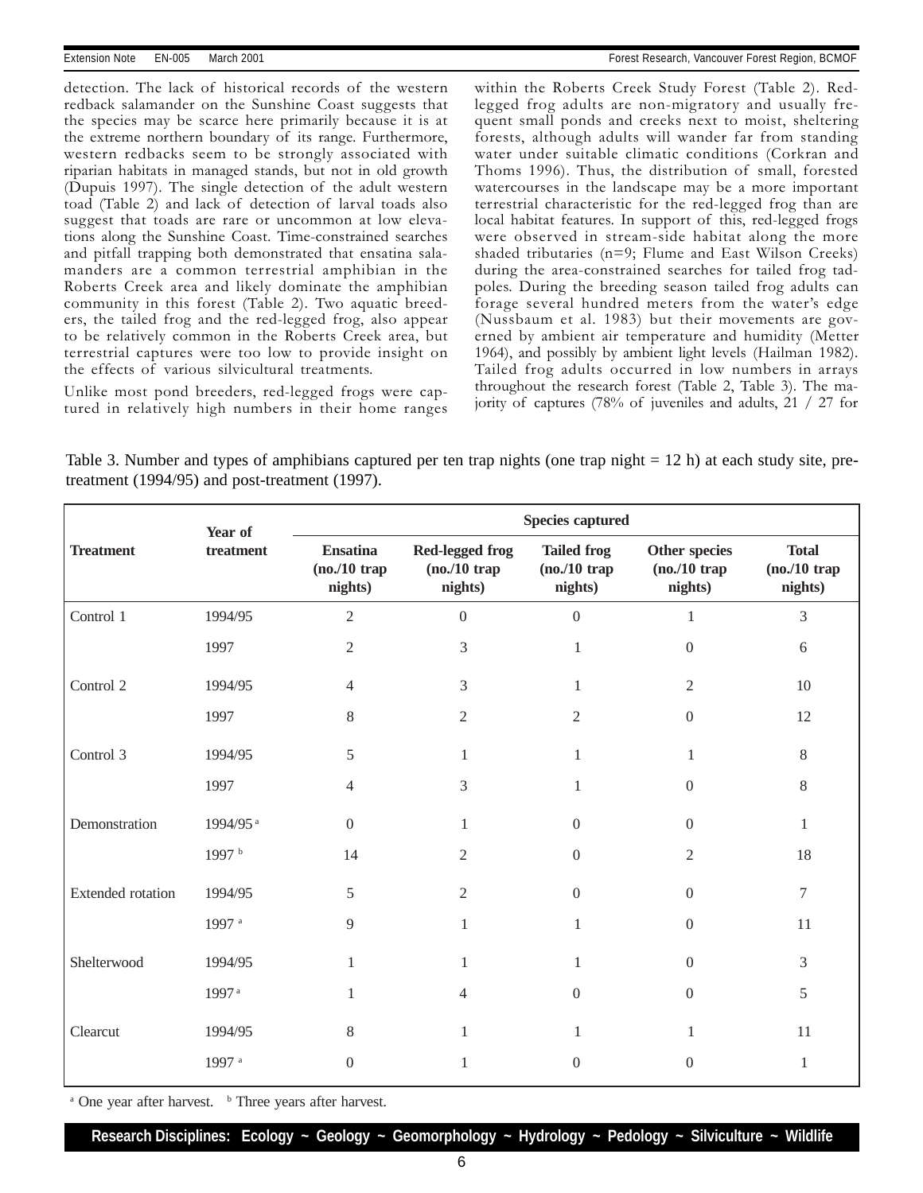detection. The lack of historical records of the western redback salamander on the Sunshine Coast suggests that the species may be scarce here primarily because it is at the extreme northern boundary of its range. Furthermore, western redbacks seem to be strongly associated with riparian habitats in managed stands, but not in old growth (Dupuis 1997). The single detection of the adult western toad (Table 2) and lack of detection of larval toads also suggest that toads are rare or uncommon at low elevations along the Sunshine Coast. Time-constrained searches and pitfall trapping both demonstrated that ensatina salamanders are a common terrestrial amphibian in the Roberts Creek area and likely dominate the amphibian community in this forest (Table 2). Two aquatic breeders, the tailed frog and the red-legged frog, also appear to be relatively common in the Roberts Creek area, but terrestrial captures were too low to provide insight on the effects of various silvicultural treatments.

Unlike most pond breeders, red-legged frogs were captured in relatively high numbers in their home ranges within the Roberts Creek Study Forest (Table 2). Red-legged frog adults are non-migratory and usually frequent small ponds and creeks next to moist, sheltering forests, although adults will wander far from standing water under suitable climatic conditions (Corkran and Thoms 1996). Thus, the distribution of small, forested watercourses in the landscape may be a more important terrestrial characteristic for the red-legged frog than are local habitat features. In support of this, red-legged frogs were observed in stream-side habitat along the more shaded tributaries (n=9; Flume and East Wilson Creeks) during the area-constrained searches for tailed frog tadpoles. During the breeding season tailed frog adults can forage several hundred meters from the water's edge (Nussbaum et al. 1983) but their movements are governed by ambient air temperature and humidity (Metter 1964), and possibly by ambient light levels (Hailman 1982). Tailed frog adults occurred in low numbers in arrays throughout the research forest (Table 2, Table 3). The majority of captures (78% of juveniles and adults, 21 / 27 for

Table 3. Number and types of amphibians captured per ten trap nights (one trap night = 12 h) at each study site, pre-treatment (1994/95) and post-treatment (1997).

| Treatment | Year of treatment | Species captured | | | | |
|---|---|---|---|---|---|---|
| | | Ensatina (no./10 trap nights) | Red-legged frog (no./10 trap nights) | Tailed frog (no./10 trap nights) | Other species (no./10 trap nights) | Total (no./10 trap nights) |
| Control 1 | 1994/95 | 2 | 0 | 0 | 1 | 3 |
| | 1997 | 2 | 3 | 1 | 0 | 6 |
| Control 2 | 1994/95 | 4 | 3 | 1 | 2 | 10 |
| | 1997 | 8 | 2 | 2 | 0 | 12 |
| Control 3 | 1994/95 | 5 | 1 | 1 | 1 | 8 |
| | 1997 | 4 | 3 | 1 | 0 | 8 |
| Demonstration | 1994/95 [a] | 0 | 1 | 0 | 0 | 1 |
| | 1997 [b] | 14 | 2 | 0 | 2 | 18 |
| Extended rotation | 1994/95 | 5 | 2 | 0 | 0 | 7 |
| | 1997 [a] | 9 | 1 | 1 | 0 | 11 |
| Shelterwood | 1994/95 | 1 | 1 | 1 | 0 | 3 |
| | 1997 [a] | 1 | 4 | 0 | 0 | 5 |
| Clearcut | 1994/95 | 8 | 1 | 1 | 1 | 11 |
| | 1997 [a] | 0 | 1 | 0 | 0 | 1 |

[a] One year after harvest. [b] Three years after harvest.

**Research Disciplines: Ecology ~ Geology ~ Geomorphology ~ Hydrology ~ Pedology ~ Silviculture ~ Wildlife**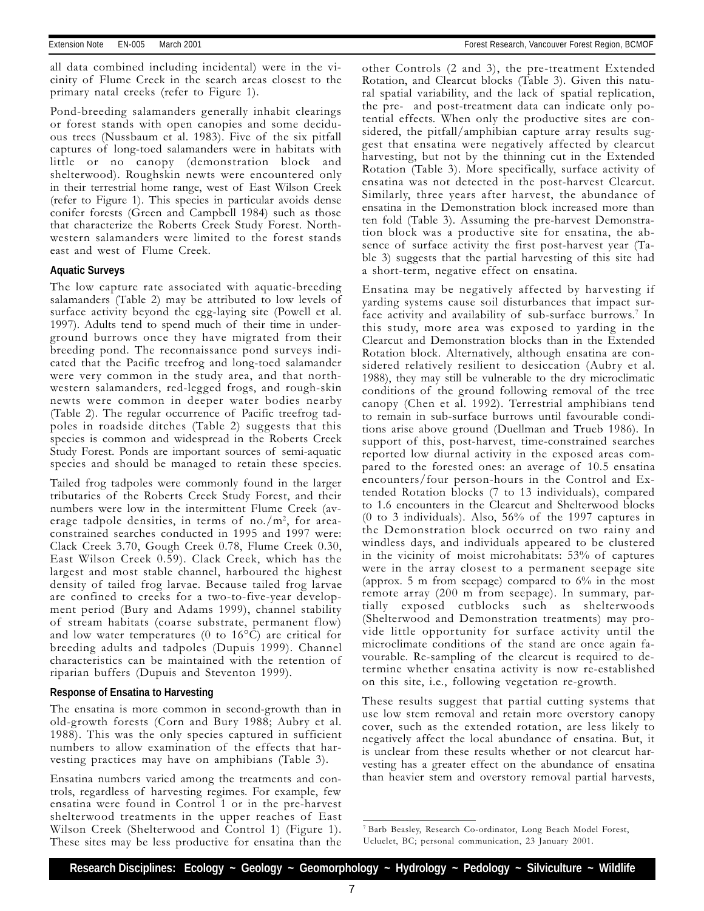all data combined including incidental) were in the vicinity of Flume Creek in the search areas closest to the primary natal creeks (refer to Figure 1).

Pond-breeding salamanders generally inhabit clearings or forest stands with open canopies and some deciduous trees (Nussbaum et al. 1983). Five of the six pitfall captures of long-toed salamanders were in habitats with little or no canopy (demonstration block and shelterwood). Roughskin newts were encountered only in their terrestrial home range, west of East Wilson Creek (refer to Figure 1). This species in particular avoids dense conifer forests (Green and Campbell 1984) such as those that characterize the Roberts Creek Study Forest. Northwestern salamanders were limited to the forest stands east and west of Flume Creek.

### Aquatic Surveys

The low capture rate associated with aquatic-breeding salamanders (Table 2) may be attributed to low levels of surface activity beyond the egg-laying site (Powell et al. 1997). Adults tend to spend much of their time in underground burrows once they have migrated from their breeding pond. The reconnaissance pond surveys indicated that the Pacific treefrog and long-toed salamander were very common in the study area, and that northwestern salamanders, red-legged frogs, and rough-skin newts were common in deeper water bodies nearby (Table 2). The regular occurrence of Pacific treefrog tadpoles in roadside ditches (Table 2) suggests that this species is common and widespread in the Roberts Creek Study Forest. Ponds are important sources of semi-aquatic species and should be managed to retain these species.

Tailed frog tadpoles were commonly found in the larger tributaries of the Roberts Creek Study Forest, and their numbers were low in the intermittent Flume Creek (average tadpole densities, in terms of no./m$^2$, for area-constrained searches conducted in 1995 and 1997 were: Clack Creek 3.70, Gough Creek 0.78, Flume Creek 0.30, East Wilson Creek 0.59). Clack Creek, which has the largest and most stable channel, harboured the highest density of tailed frog larvae. Because tailed frog larvae are confined to creeks for a two-to-five-year development period (Bury and Adams 1999), channel stability of stream habitats (coarse substrate, permanent flow) and low water temperatures (0 to 16°C) are critical for breeding adults and tadpoles (Dupuis 1999). Channel characteristics can be maintained with the retention of riparian buffers (Dupuis and Steventon 1999).

### Response of Ensatina to Harvesting

The ensatina is more common in second-growth than in old-growth forests (Corn and Bury 1988; Aubry et al. 1988). This was the only species captured in sufficient numbers to allow examination of the effects that harvesting practices may have on amphibians (Table 3).

Ensatina numbers varied among the treatments and controls, regardless of harvesting regimes. For example, few ensatina were found in Control 1 or in the pre-harvest shelterwood treatments in the upper reaches of East Wilson Creek (Shelterwood and Control 1) (Figure 1). These sites may be less productive for ensatina than the other Controls (2 and 3), the pre-treatment Extended Rotation, and Clearcut blocks (Table 3). Given this natural spatial variability, and the lack of spatial replication, the pre- and post-treatment data can indicate only potential effects. When only the productive sites are considered, the pitfall/amphibian capture array results suggest that ensatina were negatively affected by clearcut harvesting, but not by the thinning cut in the Extended Rotation (Table 3). More specifically, surface activity of ensatina was not detected in the post-harvest Clearcut. Similarly, three years after harvest, the abundance of ensatina in the Demonstration block increased more than ten fold (Table 3). Assuming the pre-harvest Demonstration block was a productive site for ensatina, the absence of surface activity the first post-harvest year (Table 3) suggests that the partial harvesting of this site had a short-term, negative effect on ensatina.

Ensatina may be negatively affected by harvesting if yarding systems cause soil disturbances that impact surface activity and availability of sub-surface burrows.[7] In this study, more area was exposed to yarding in the Clearcut and Demonstration blocks than in the Extended Rotation block. Alternatively, although ensatina are considered relatively resilient to desiccation (Aubry et al. 1988), they may still be vulnerable to the dry microclimatic conditions of the ground following removal of the tree canopy (Chen et al. 1992). Terrestrial amphibians tend to remain in sub-surface burrows until favourable conditions arise above ground (Duellman and Trueb 1986). In support of this, post-harvest, time-constrained searches reported low diurnal activity in the exposed areas compared to the forested ones: an average of 10.5 ensatina encounters/four person-hours in the Control and Extended Rotation blocks (7 to 13 individuals), compared to 1.6 encounters in the Clearcut and Shelterwood blocks (0 to 3 individuals). Also, 56% of the 1997 captures in the Demonstration block occurred on two rainy and windless days, and individuals appeared to be clustered in the vicinity of moist microhabitats: 53% of captures were in the array closest to a permanent seepage site (approx. 5 m from seepage) compared to 6% in the most remote array (200 m from seepage). In summary, partially exposed cutblocks such as shelterwoods (Shelterwood and Demonstration treatments) may provide little opportunity for surface activity until the microclimate conditions of the stand are once again favourable. Re-sampling of the clearcut is required to determine whether ensatina activity is now re-established on this site, i.e., following vegetation re-growth.

These results suggest that partial cutting systems that use low stem removal and retain more overstory canopy cover, such as the extended rotation, are less likely to negatively affect the local abundance of ensatina. But, it is unclear from these results whether or not clearcut harvesting has a greater effect on the abundance of ensatina than heavier stem and overstory removal partial harvests,

[7] Barb Beasley, Research Co-ordinator, Long Beach Model Forest, Ucluelet, BC; personal communication, 23 January 2001.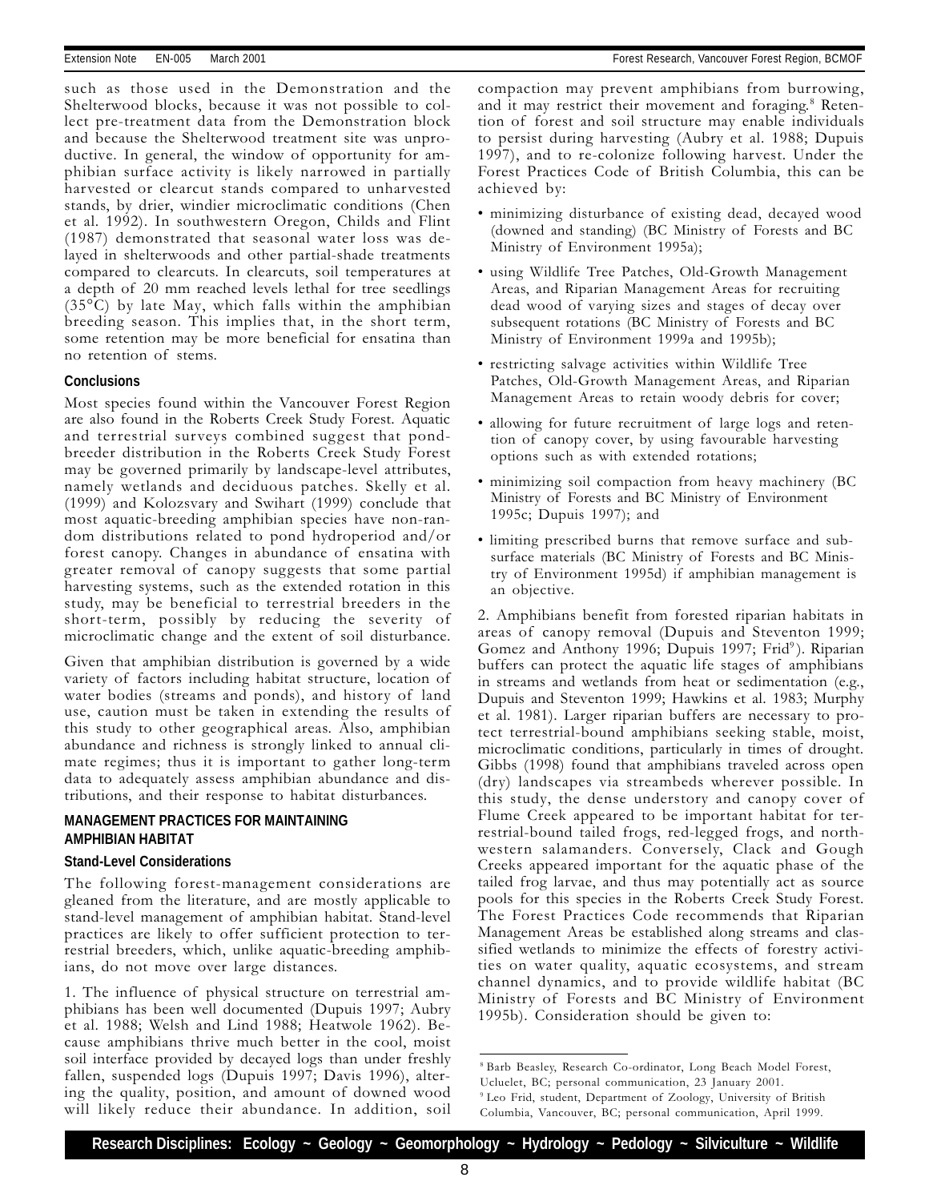such as those used in the Demonstration and the Shelterwood blocks, because it was not possible to collect pre-treatment data from the Demonstration block and because the Shelterwood treatment site was unproductive. In general, the window of opportunity for amphibian surface activity is likely narrowed in partially harvested or clearcut stands compared to unharvested stands, by drier, windier microclimatic conditions (Chen et al. 1992). In southwestern Oregon, Childs and Flint (1987) demonstrated that seasonal water loss was delayed in shelterwoods and other partial-shade treatments compared to clearcuts. In clearcuts, soil temperatures at a depth of 20 mm reached levels lethal for tree seedlings (35°C) by late May, which falls within the amphibian breeding season. This implies that, in the short term, some retention may be more beneficial for ensatina than no retention of stems.

### Conclusions

Most species found within the Vancouver Forest Region are also found in the Roberts Creek Study Forest. Aquatic and terrestrial surveys combined suggest that pond-breeder distribution in the Roberts Creek Study Forest may be governed primarily by landscape-level attributes, namely wetlands and deciduous patches. Skelly et al. (1999) and Kolozsvary and Swihart (1999) conclude that most aquatic-breeding amphibian species have non-random distributions related to pond hydroperiod and/or forest canopy. Changes in abundance of ensatina with greater removal of canopy suggests that some partial harvesting systems, such as the extended rotation in this study, may be beneficial to terrestrial breeders in the short-term, possibly by reducing the severity of microclimatic change and the extent of soil disturbance.

Given that amphibian distribution is governed by a wide variety of factors including habitat structure, location of water bodies (streams and ponds), and history of land use, caution must be taken in extending the results of this study to other geographical areas. Also, amphibian abundance and richness is strongly linked to annual climate regimes; thus it is important to gather long-term data to adequately assess amphibian abundance and distributions, and their response to habitat disturbances.

## MANAGEMENT PRACTICES FOR MAINTAINING AMPHIBIAN HABITAT

### Stand-Level Considerations

The following forest-management considerations are gleaned from the literature, and are mostly applicable to stand-level management of amphibian habitat. Stand-level practices are likely to offer sufficient protection to terrestrial breeders, which, unlike aquatic-breeding amphibians, do not move over large distances.

1. The influence of physical structure on terrestrial amphibians has been well documented (Dupuis 1997; Aubry et al. 1988; Welsh and Lind 1988; Heatwole 1962). Because amphibians thrive much better in the cool, moist soil interface provided by decayed logs than under freshly fallen, suspended logs (Dupuis 1997; Davis 1996), altering the quality, position, and amount of downed wood will likely reduce their abundance. In addition, soil compaction may prevent amphibians from burrowing, and it may restrict their movement and foraging.[8] Retention of forest and soil structure may enable individuals to persist during harvesting (Aubry et al. 1988; Dupuis 1997), and to re-colonize following harvest. Under the Forest Practices Code of British Columbia, this can be achieved by:

- minimizing disturbance of existing dead, decayed wood (downed and standing) (BC Ministry of Forests and BC Ministry of Environment 1995a);
- using Wildlife Tree Patches, Old-Growth Management Areas, and Riparian Management Areas for recruiting dead wood of varying sizes and stages of decay over subsequent rotations (BC Ministry of Forests and BC Ministry of Environment 1999a and 1995b);
- restricting salvage activities within Wildlife Tree Patches, Old-Growth Management Areas, and Riparian Management Areas to retain woody debris for cover;
- allowing for future recruitment of large logs and retention of canopy cover, by using favourable harvesting options such as with extended rotations;
- minimizing soil compaction from heavy machinery (BC Ministry of Forests and BC Ministry of Environment 1995c; Dupuis 1997); and
- limiting prescribed burns that remove surface and subsurface materials (BC Ministry of Forests and BC Ministry of Environment 1995d) if amphibian management is an objective.

2. Amphibians benefit from forested riparian habitats in areas of canopy removal (Dupuis and Steventon 1999; Gomez and Anthony 1996; Dupuis 1997; Frid[9]). Riparian buffers can protect the aquatic life stages of amphibians in streams and wetlands from heat or sedimentation (e.g., Dupuis and Steventon 1999; Hawkins et al. 1983; Murphy et al. 1981). Larger riparian buffers are necessary to protect terrestrial-bound amphibians seeking stable, moist, microclimatic conditions, particularly in times of drought. Gibbs (1998) found that amphibians traveled across open (dry) landscapes via streambeds wherever possible. In this study, the dense understory and canopy cover of Flume Creek appeared to be important habitat for terrestrial-bound tailed frogs, red-legged frogs, and northwestern salamanders. Conversely, Clack and Gough Creeks appeared important for the aquatic phase of the tailed frog larvae, and thus may potentially act as source pools for this species in the Roberts Creek Study Forest. The Forest Practices Code recommends that Riparian Management Areas be established along streams and classified wetlands to minimize the effects of forestry activities on water quality, aquatic ecosystems, and stream channel dynamics, and to provide wildlife habitat (BC Ministry of Forests and BC Ministry of Environment 1995b). Consideration should be given to:

---

[8] Barb Beasley, Research Co-ordinator, Long Beach Model Forest, Ucluelet, BC; personal communication, 23 January 2001.

[9] Leo Frid, student, Department of Zoology, University of British Columbia, Vancouver, BC; personal communication, April 1999.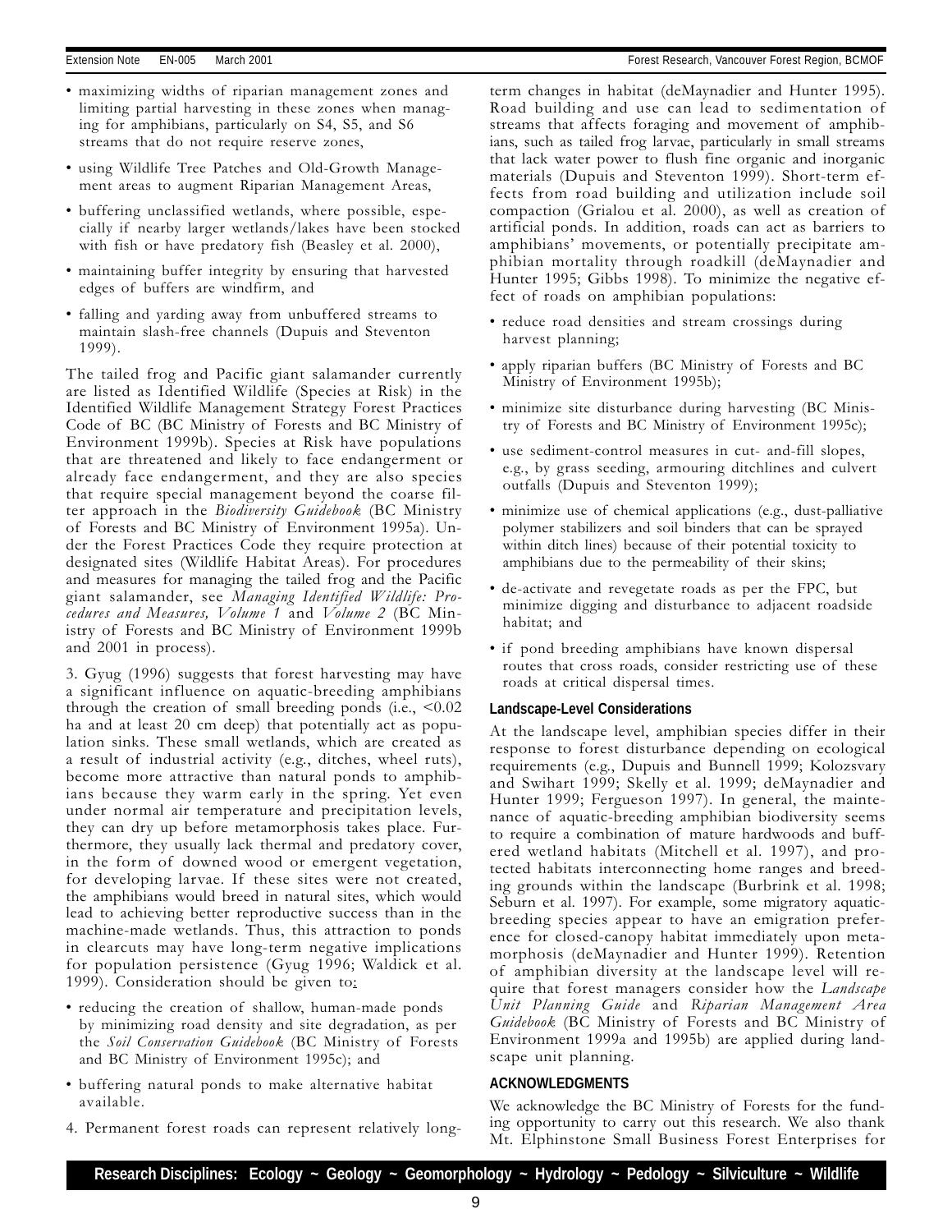- maximizing widths of riparian management zones and limiting partial harvesting in these zones when managing for amphibians, particularly on S4, S5, and S6 streams that do not require reserve zones,
- using Wildlife Tree Patches and Old-Growth Management areas to augment Riparian Management Areas,
- buffering unclassified wetlands, where possible, especially if nearby larger wetlands/lakes have been stocked with fish or have predatory fish (Beasley et al. 2000),
- maintaining buffer integrity by ensuring that harvested edges of buffers are windfirm, and
- falling and yarding away from unbuffered streams to maintain slash-free channels (Dupuis and Steventon 1999).

The tailed frog and Pacific giant salamander currently are listed as Identified Wildlife (Species at Risk) in the Identified Wildlife Management Strategy Forest Practices Code of BC (BC Ministry of Forests and BC Ministry of Environment 1999b). Species at Risk have populations that are threatened and likely to face endangerment or already face endangerment, and they are also species that require special management beyond the coarse filter approach in the *Biodiversity Guidebook* (BC Ministry of Forests and BC Ministry of Environment 1995a). Under the Forest Practices Code they require protection at designated sites (Wildlife Habitat Areas). For procedures and measures for managing the tailed frog and the Pacific giant salamander, see *Managing Identified Wildlife: Procedures and Measures, Volume 1* and *Volume 2* (BC Ministry of Forests and BC Ministry of Environment 1999b and 2001 in process).

3. Gyug (1996) suggests that forest harvesting may have a significant influence on aquatic-breeding amphibians through the creation of small breeding ponds (i.e., <0.02 ha and at least 20 cm deep) that potentially act as population sinks. These small wetlands, which are created as a result of industrial activity (e.g., ditches, wheel ruts), become more attractive than natural ponds to amphibians because they warm early in the spring. Yet even under normal air temperature and precipitation levels, they can dry up before metamorphosis takes place. Furthermore, they usually lack thermal and predatory cover, in the form of downed wood or emergent vegetation, for developing larvae. If these sites were not created, the amphibians would breed in natural sites, which would lead to achieving better reproductive success than in the machine-made wetlands. Thus, this attraction to ponds in clearcuts may have long-term negative implications for population persistence (Gyug 1996; Waldick et al. 1999). Consideration should be given to:

- reducing the creation of shallow, human-made ponds by minimizing road density and site degradation, as per the *Soil Conservation Guidebook* (BC Ministry of Forests and BC Ministry of Environment 1995c); and
- buffering natural ponds to make alternative habitat available.

4. Permanent forest roads can represent relatively long-term changes in habitat (deMaynadier and Hunter 1995). Road building and use can lead to sedimentation of streams that affects foraging and movement of amphibians, such as tailed frog larvae, particularly in small streams that lack water power to flush fine organic and inorganic materials (Dupuis and Steventon 1999). Short-term effects from road building and utilization include soil compaction (Grialou et al. 2000), as well as creation of artificial ponds. In addition, roads can act as barriers to amphibians' movements, or potentially precipitate amphibian mortality through roadkill (deMaynadier and Hunter 1995; Gibbs 1998). To minimize the negative effect of roads on amphibian populations:

- reduce road densities and stream crossings during harvest planning;
- apply riparian buffers (BC Ministry of Forests and BC Ministry of Environment 1995b);
- minimize site disturbance during harvesting (BC Ministry of Forests and BC Ministry of Environment 1995c);
- use sediment-control measures in cut- and-fill slopes, e.g., by grass seeding, armouring ditchlines and culvert outfalls (Dupuis and Steventon 1999);
- minimize use of chemical applications (e.g., dust-palliative polymer stabilizers and soil binders that can be sprayed within ditch lines) because of their potential toxicity to amphibians due to the permeability of their skins;
- de-activate and revegetate roads as per the FPC, but minimize digging and disturbance to adjacent roadside habitat; and
- if pond breeding amphibians have known dispersal routes that cross roads, consider restricting use of these roads at critical dispersal times.

### Landscape-Level Considerations

At the landscape level, amphibian species differ in their response to forest disturbance depending on ecological requirements (e.g., Dupuis and Bunnell 1999; Kolozsvary and Swihart 1999; Skelly et al. 1999; deMaynadier and Hunter 1999; Fergueson 1997). In general, the maintenance of aquatic-breeding amphibian biodiversity seems to require a combination of mature hardwoods and buffered wetland habitats (Mitchell et al. 1997), and protected habitats interconnecting home ranges and breeding grounds within the landscape (Burbrink et al. 1998; Seburn et al. 1997). For example, some migratory aquatic-breeding species appear to have an emigration preference for closed-canopy habitat immediately upon metamorphosis (deMaynadier and Hunter 1999). Retention of amphibian diversity at the landscape level will require that forest managers consider how the *Landscape Unit Planning Guide* and *Riparian Management Area Guidebook* (BC Ministry of Forests and BC Ministry of Environment 1999a and 1995b) are applied during landscape unit planning.

## ACKNOWLEDGMENTS

We acknowledge the BC Ministry of Forests for the funding opportunity to carry out this research. We also thank Mt. Elphinstone Small Business Forest Enterprises for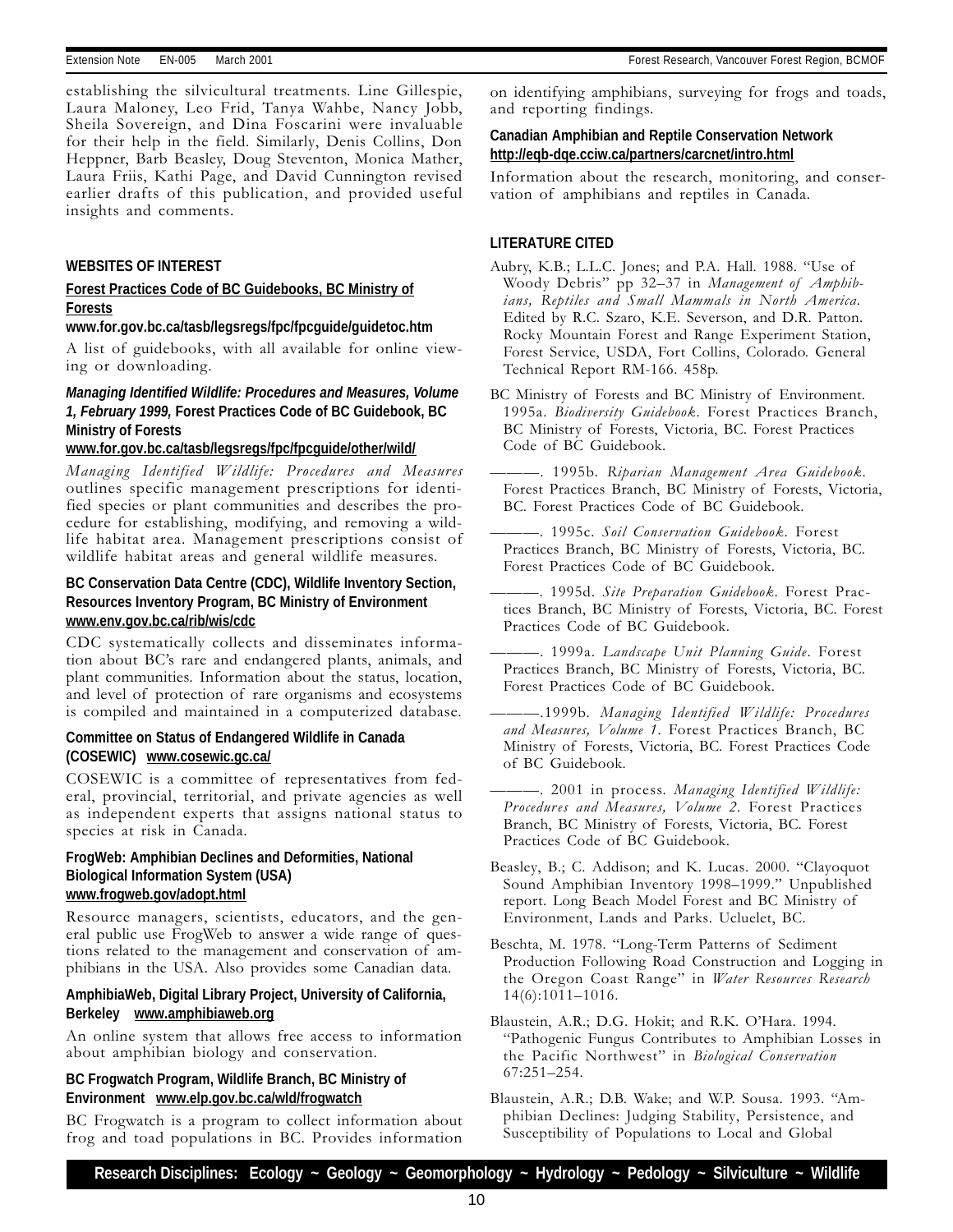establishing the silvicultural treatments. Line Gillespie, Laura Maloney, Leo Frid, Tanya Wahbe, Nancy Jobb, Sheila Sovereign, and Dina Foscarini were invaluable for their help in the field. Similarly, Denis Collins, Don Heppner, Barb Beasley, Doug Steventon, Monica Mather, Laura Friis, Kathi Page, and David Cunnington revised earlier drafts of this publication, and provided useful insights and comments.

## WEBSITES OF INTEREST

**Forest Practices Code of BC Guidebooks, BC Ministry of Forests**
**www.for.gov.bc.ca/tasb/legsregs/fpc/fpcguide/guidetoc.htm**

A list of guidebooks, with all available for online viewing or downloading.

***Managing Identified Wildlife: Procedures and Measures, Volume 1, February 1999,* Forest Practices Code of BC Guidebook, BC Ministry of Forests**
**www.for.gov.bc.ca/tasb/legsregs/fpc/fpcguide/other/wild/**

*Managing Identified Wildlife: Procedures and Measures* outlines specific management prescriptions for identified species or plant communities and describes the procedure for establishing, modifying, and removing a wildlife habitat area. Management prescriptions consist of wildlife habitat areas and general wildlife measures.

**BC Conservation Data Centre (CDC), Wildlife Inventory Section, Resources Inventory Program, BC Ministry of Environment**
**www.env.gov.bc.ca/rib/wis/cdc**

CDC systematically collects and disseminates information about BC's rare and endangered plants, animals, and plant communities. Information about the status, location, and level of protection of rare organisms and ecosystems is compiled and maintained in a computerized database.

**Committee on Status of Endangered Wildlife in Canada (COSEWIC) www.cosewic.gc.ca/**

COSEWIC is a committee of representatives from federal, provincial, territorial, and private agencies as well as independent experts that assigns national status to species at risk in Canada.

**FrogWeb: Amphibian Declines and Deformities, National Biological Information System (USA)**
**www.frogweb.gov/adopt.html**

Resource managers, scientists, educators, and the general public use FrogWeb to answer a wide range of questions related to the management and conservation of amphibians in the USA. Also provides some Canadian data.

**AmphibiaWeb, Digital Library Project, University of California, Berkeley www.amphibiaweb.org**

An online system that allows free access to information about amphibian biology and conservation.

**BC Frogwatch Program, Wildlife Branch, BC Ministry of Environment www.elp.gov.bc.ca/wld/frogwatch**

BC Frogwatch is a program to collect information about frog and toad populations in BC. Provides information on identifying amphibians, surveying for frogs and toads, and reporting findings.

**Canadian Amphibian and Reptile Conservation Network**
**http://eqb-dqe.cciw.ca/partners/carcnet/intro.html**

Information about the research, monitoring, and conservation of amphibians and reptiles in Canada.

## LITERATURE CITED

Aubry, K.B.; L.L.C. Jones; and P.A. Hall. 1988. "Use of Woody Debris" pp 32–37 in *Management of Amphibians, Reptiles and Small Mammals in North America.* Edited by R.C. Szaro, K.E. Severson, and D.R. Patton. Rocky Mountain Forest and Range Experiment Station, Forest Service, USDA, Fort Collins, Colorado. General Technical Report RM-166. 458p.

BC Ministry of Forests and BC Ministry of Environment. 1995a. *Biodiversity Guidebook*. Forest Practices Branch, BC Ministry of Forests, Victoria, BC. Forest Practices Code of BC Guidebook.

———. 1995b. *Riparian Management Area Guidebook*. Forest Practices Branch, BC Ministry of Forests, Victoria, BC. Forest Practices Code of BC Guidebook.

———. 1995c. *Soil Conservation Guidebook*. Forest Practices Branch, BC Ministry of Forests, Victoria, BC. Forest Practices Code of BC Guidebook.

———. 1995d. *Site Preparation Guidebook*. Forest Practices Branch, BC Ministry of Forests, Victoria, BC. Forest Practices Code of BC Guidebook.

———. 1999a. *Landscape Unit Planning Guide*. Forest Practices Branch, BC Ministry of Forests, Victoria, BC. Forest Practices Code of BC Guidebook.

———.1999b. *Managing Identified Wildlife: Procedures and Measures, Volume 1*. Forest Practices Branch, BC Ministry of Forests, Victoria, BC. Forest Practices Code of BC Guidebook.

———. 2001 in process. *Managing Identified Wildlife: Procedures and Measures, Volume 2*. Forest Practices Branch, BC Ministry of Forests, Victoria, BC. Forest Practices Code of BC Guidebook.

Beasley, B.; C. Addison; and K. Lucas. 2000. "Clayoquot Sound Amphibian Inventory 1998–1999." Unpublished report. Long Beach Model Forest and BC Ministry of Environment, Lands and Parks. Ucluelet, BC.

Beschta, M. 1978. "Long-Term Patterns of Sediment Production Following Road Construction and Logging in the Oregon Coast Range" in *Water Resources Research* 14(6):1011–1016.

Blaustein, A.R.; D.G. Hokit; and R.K. O'Hara. 1994. "Pathogenic Fungus Contributes to Amphibian Losses in the Pacific Northwest" in *Biological Conservation* 67:251–254.

Blaustein, A.R.; D.B. Wake; and W.P. Sousa. 1993. "Amphibian Declines: Judging Stability, Persistence, and Susceptibility of Populations to Local and Global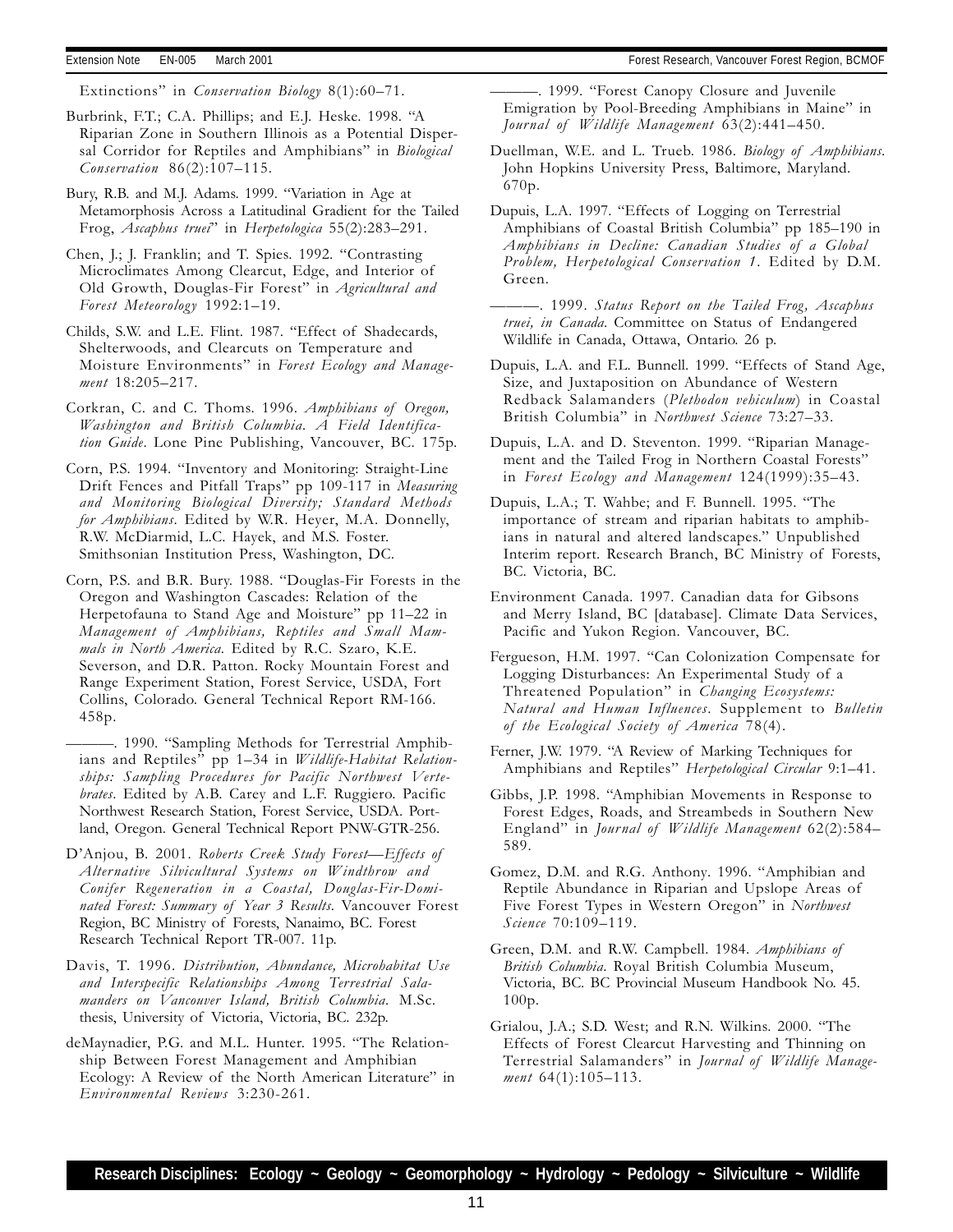Extinctions" in *Conservation Biology* 8(1):60–71.

Burbrink, F.T.; C.A. Phillips; and E.J. Heske. 1998. "A Riparian Zone in Southern Illinois as a Potential Dispersal Corridor for Reptiles and Amphibians" in *Biological Conservation* 86(2):107–115.

Bury, R.B. and M.J. Adams. 1999. "Variation in Age at Metamorphosis Across a Latitudinal Gradient for the Tailed Frog, *Ascaphus truei*" in *Herpetologica* 55(2):283–291.

Chen, J.; J. Franklin; and T. Spies. 1992. "Contrasting Microclimates Among Clearcut, Edge, and Interior of Old Growth, Douglas-Fir Forest" in *Agricultural and Forest Meteorology* 1992:1–19.

Childs, S.W. and L.E. Flint. 1987. "Effect of Shadecards, Shelterwoods, and Clearcuts on Temperature and Moisture Environments" in *Forest Ecology and Management* 18:205–217.

Corkran, C. and C. Thoms. 1996. *Amphibians of Oregon, Washington and British Columbia. A Field Identification Guide*. Lone Pine Publishing, Vancouver, BC. 175p.

Corn, P.S. 1994. "Inventory and Monitoring: Straight-Line Drift Fences and Pitfall Traps" pp 109-117 in *Measuring and Monitoring Biological Diversity; Standard Methods for Amphibians*. Edited by W.R. Heyer, M.A. Donnelly, R.W. McDiarmid, L.C. Hayek, and M.S. Foster. Smithsonian Institution Press, Washington, DC.

Corn, P.S. and B.R. Bury. 1988. "Douglas-Fir Forests in the Oregon and Washington Cascades: Relation of the Herpetofauna to Stand Age and Moisture" pp 11–22 in *Management of Amphibians, Reptiles and Small Mammals in North America*. Edited by R.C. Szaro, K.E. Severson, and D.R. Patton. Rocky Mountain Forest and Range Experiment Station, Forest Service, USDA, Fort Collins, Colorado. General Technical Report RM-166. 458p.

———. 1990. "Sampling Methods for Terrestrial Amphibians and Reptiles" pp 1–34 in *Wildlife-Habitat Relationships: Sampling Procedures for Pacific Northwest Vertebrates*. Edited by A.B. Carey and L.F. Ruggiero. Pacific Northwest Research Station, Forest Service, USDA. Portland, Oregon. General Technical Report PNW-GTR-256.

D'Anjou, B. 2001. *Roberts Creek Study Forest—Effects of Alternative Silvicultural Systems on Windthrow and Conifer Regeneration in a Coastal, Douglas-Fir-Dominated Forest: Summary of Year 3 Results*. Vancouver Forest Region, BC Ministry of Forests, Nanaimo, BC. Forest Research Technical Report TR-007. 11p.

Davis, T. 1996. *Distribution, Abundance, Microhabitat Use and Interspecific Relationships Among Terrestrial Salamanders on Vancouver Island, British Columbia*. M.Sc. thesis, University of Victoria, Victoria, BC. 232p.

deMaynadier, P.G. and M.L. Hunter. 1995. "The Relationship Between Forest Management and Amphibian Ecology: A Review of the North American Literature" in *Environmental Reviews* 3:230-261.

———. 1999. "Forest Canopy Closure and Juvenile Emigration by Pool-Breeding Amphibians in Maine" in *Journal of Wildlife Management* 63(2):441–450.

Duellman, W.E. and L. Trueb. 1986. *Biology of Amphibians*. John Hopkins University Press, Baltimore, Maryland. 670p.

Dupuis, L.A. 1997. "Effects of Logging on Terrestrial Amphibians of Coastal British Columbia" pp 185–190 in *Amphibians in Decline: Canadian Studies of a Global Problem, Herpetological Conservation 1*. Edited by D.M. Green.

———. 1999. *Status Report on the Tailed Frog, Ascaphus truei, in Canada*. Committee on Status of Endangered Wildlife in Canada, Ottawa, Ontario. 26 p.

Dupuis, L.A. and F.L. Bunnell. 1999. "Effects of Stand Age, Size, and Juxtaposition on Abundance of Western Redback Salamanders (*Plethodon vehiculum*) in Coastal British Columbia" in *Northwest Science* 73:27–33.

Dupuis, L.A. and D. Steventon. 1999. "Riparian Management and the Tailed Frog in Northern Coastal Forests" in *Forest Ecology and Management* 124(1999):35–43.

Dupuis, L.A.; T. Wahbe; and F. Bunnell. 1995. "The importance of stream and riparian habitats to amphibians in natural and altered landscapes." Unpublished Interim report. Research Branch, BC Ministry of Forests, BC. Victoria, BC.

Environment Canada. 1997. Canadian data for Gibsons and Merry Island, BC [database]. Climate Data Services, Pacific and Yukon Region. Vancouver, BC.

Fergueson, H.M. 1997. "Can Colonization Compensate for Logging Disturbances: An Experimental Study of a Threatened Population" in *Changing Ecosystems: Natural and Human Influences*. Supplement to *Bulletin of the Ecological Society of America* 78(4).

Ferner, J.W. 1979. "A Review of Marking Techniques for Amphibians and Reptiles" *Herpetological Circular* 9:1–41.

Gibbs, J.P. 1998. "Amphibian Movements in Response to Forest Edges, Roads, and Streambeds in Southern New England" in *Journal of Wildlife Management* 62(2):584–589.

Gomez, D.M. and R.G. Anthony. 1996. "Amphibian and Reptile Abundance in Riparian and Upslope Areas of Five Forest Types in Western Oregon" in *Northwest Science* 70:109–119.

Green, D.M. and R.W. Campbell. 1984. *Amphibians of British Columbia*. Royal British Columbia Museum, Victoria, BC. BC Provincial Museum Handbook No. 45. 100p.

Grialou, J.A.; S.D. West; and R.N. Wilkins. 2000. "The Effects of Forest Clearcut Harvesting and Thinning on Terrestrial Salamanders" in *Journal of Wildlife Management* 64(1):105–113.

**Research Disciplines: Ecology ~ Geology ~ Geomorphology ~ Hydrology ~ Pedology ~ Silviculture ~ Wildlife**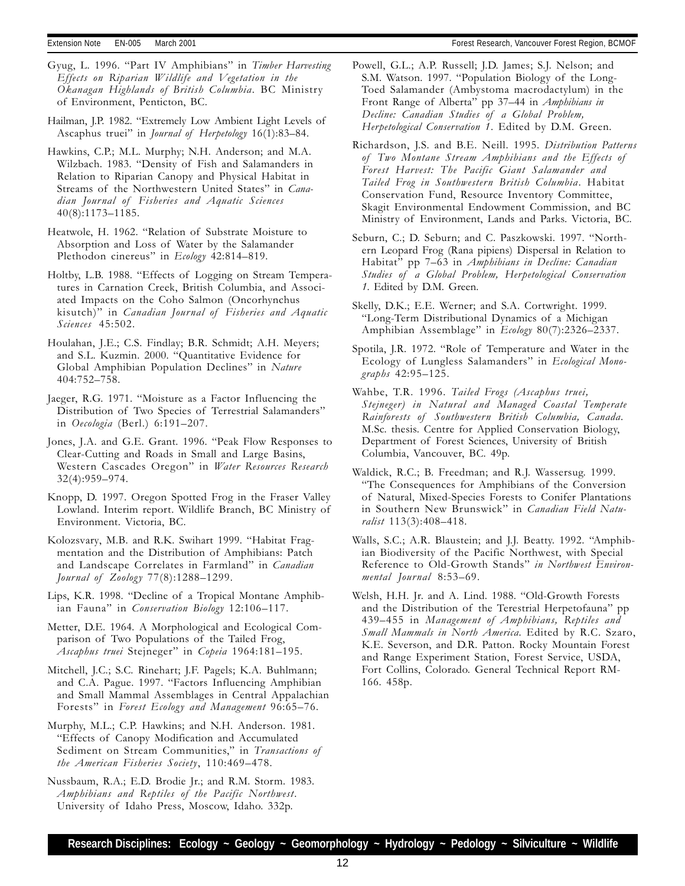Gyug, L. 1996. "Part IV Amphibians" in *Timber Harvesting Effects on Riparian Wildlife and Vegetation in the Okanagan Highlands of British Columbia*. BC Ministry of Environment, Penticton, BC.

Hailman, J.P. 1982. "Extremely Low Ambient Light Levels of Ascaphus truei" in *Journal of Herpetology* 16(1):83–84.

Hawkins, C.P.; M.L. Murphy; N.H. Anderson; and M.A. Wilzbach. 1983. "Density of Fish and Salamanders in Relation to Riparian Canopy and Physical Habitat in Streams of the Northwestern United States" in *Canadian Journal of Fisheries and Aquatic Sciences* 40(8):1173–1185.

Heatwole, H. 1962. "Relation of Substrate Moisture to Absorption and Loss of Water by the Salamander Plethodon cinereus" in *Ecology* 42:814–819.

Holtby, L.B. 1988. "Effects of Logging on Stream Temperatures in Carnation Creek, British Columbia, and Associated Impacts on the Coho Salmon (Oncorhynchus kisutch)" in *Canadian Journal of Fisheries and Aquatic Sciences* 45:502.

Houlahan, J.E.; C.S. Findlay; B.R. Schmidt; A.H. Meyers; and S.L. Kuzmin. 2000. "Quantitative Evidence for Global Amphibian Population Declines" in *Nature* 404:752–758.

Jaeger, R.G. 1971. "Moisture as a Factor Influencing the Distribution of Two Species of Terrestrial Salamanders" in *Oecologia* (Berl.) 6:191–207.

Jones, J.A. and G.E. Grant. 1996. "Peak Flow Responses to Clear-Cutting and Roads in Small and Large Basins, Western Cascades Oregon" in *Water Resources Research* 32(4):959–974.

Knopp, D. 1997. Oregon Spotted Frog in the Fraser Valley Lowland. Interim report. Wildlife Branch, BC Ministry of Environment. Victoria, BC.

Kolozsvary, M.B. and R.K. Swihart 1999. "Habitat Fragmentation and the Distribution of Amphibians: Patch and Landscape Correlates in Farmland" in *Canadian Journal of Zoology* 77(8):1288–1299.

Lips, K.R. 1998. "Decline of a Tropical Montane Amphibian Fauna" in *Conservation Biology* 12:106–117.

Metter, D.E. 1964. A Morphological and Ecological Comparison of Two Populations of the Tailed Frog, *Ascaphus truei* Stejneger" in *Copeia* 1964:181–195.

Mitchell, J.C.; S.C. Rinehart; J.F. Pagels; K.A. Buhlmann; and C.A. Pague. 1997. "Factors Influencing Amphibian and Small Mammal Assemblages in Central Appalachian Forests" in *Forest Ecology and Management* 96:65–76.

Murphy, M.L.; C.P. Hawkins; and N.H. Anderson. 1981. "Effects of Canopy Modification and Accumulated Sediment on Stream Communities," in *Transactions of the American Fisheries Society*, 110:469–478.

Nussbaum, R.A.; E.D. Brodie Jr.; and R.M. Storm. 1983. *Amphibians and Reptiles of the Pacific Northwest*. University of Idaho Press, Moscow, Idaho. 332p.

Powell, G.L.; A.P. Russell; J.D. James; S.J. Nelson; and S.M. Watson. 1997. "Population Biology of the Long-Toed Salamander (Ambystoma macrodactylum) in the Front Range of Alberta" pp 37–44 in *Amphibians in Decline: Canadian Studies of a Global Problem, Herpetological Conservation 1*. Edited by D.M. Green.

Richardson, J.S. and B.E. Neill. 1995. *Distribution Patterns of Two Montane Stream Amphibians and the Effects of Forest Harvest: The Pacific Giant Salamander and Tailed Frog in Southwestern British Columbia*. Habitat Conservation Fund, Resource Inventory Committee, Skagit Environmental Endowment Commission, and BC Ministry of Environment, Lands and Parks. Victoria, BC.

Seburn, C.; D. Seburn; and C. Paszkowski. 1997. "Northern Leopard Frog (Rana pipiens) Dispersal in Relation to Habitat" pp 7–63 in *Amphibians in Decline: Canadian Studies of a Global Problem, Herpetological Conservation 1*. Edited by D.M. Green.

Skelly, D.K.; E.E. Werner; and S.A. Cortwright. 1999. "Long-Term Distributional Dynamics of a Michigan Amphibian Assemblage" in *Ecology* 80(7):2326–2337.

Spotila, J.R. 1972. "Role of Temperature and Water in the Ecology of Lungless Salamanders" in *Ecological Monographs* 42:95–125.

Wahbe, T.R. 1996. *Tailed Frogs (Ascaphus truei, Stejneger) in Natural and Managed Coastal Temperate Rainforests of Southwestern British Columbia, Canada*. M.Sc. thesis. Centre for Applied Conservation Biology, Department of Forest Sciences, University of British Columbia, Vancouver, BC. 49p.

Waldick, R.C.; B. Freedman; and R.J. Wassersug. 1999. "The Consequences for Amphibians of the Conversion of Natural, Mixed-Species Forests to Conifer Plantations in Southern New Brunswick" in *Canadian Field Naturalist* 113(3):408–418.

Walls, S.C.; A.R. Blaustein; and J.J. Beatty. 1992. "Amphibian Biodiversity of the Pacific Northwest, with Special Reference to Old-Growth Stands" *in Northwest Environmental Journal* 8:53–69.

Welsh, H.H. Jr. and A. Lind. 1988. "Old-Growth Forests and the Distribution of the Terestrial Herpetofauna" pp 439–455 in *Management of Amphibians, Reptiles and Small Mammals in North America*. Edited by R.C. Szaro, K.E. Severson, and D.R. Patton. Rocky Mountain Forest and Range Experiment Station, Forest Service, USDA, Fort Collins, Colorado. General Technical Report RM-166. 458p.